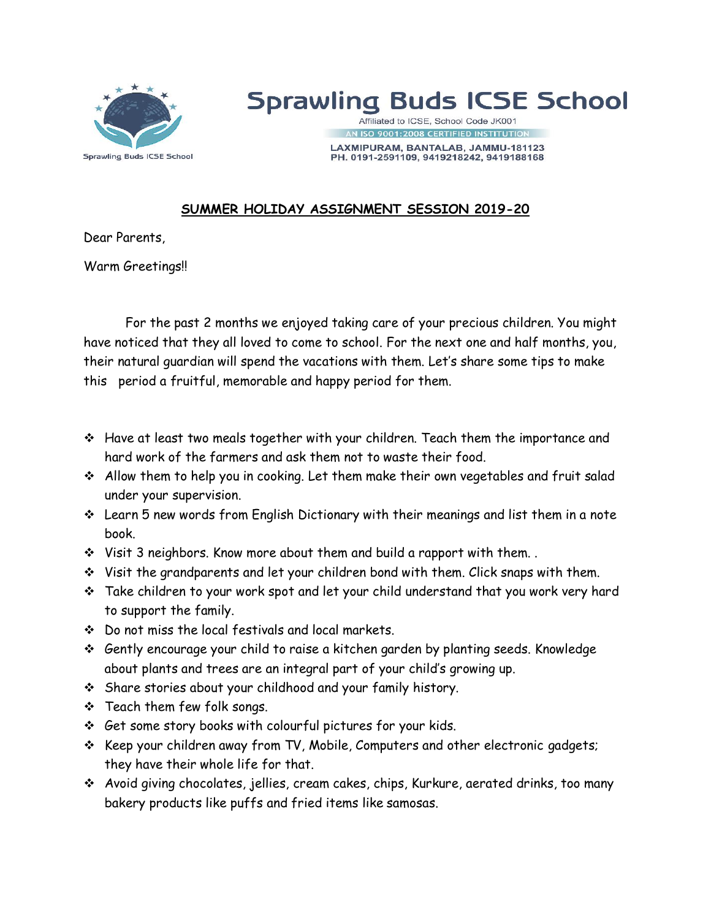# Sprawling Buds ICSE School

Affiliated to ICSE, School Code JK001

AN ISO 9001:2008 CERTIFIED INSTITUTION

LAXMIPURAM, BANTALAB, JAMMU-181123
PH. 0191-2591109, 9419218242, 9419188168

## SUMMER HOLIDAY ASSIGNMENT SESSION 2019-20

Dear Parents,

Warm Greetings!!

For the past 2 months we enjoyed taking care of your precious children. You might have noticed that they all loved to come to school. For the next one and half months, you, their natural guardian will spend the vacations with them. Let's share some tips to make this period a fruitful, memorable and happy period for them.

- Have at least two meals together with your children. Teach them the importance and hard work of the farmers and ask them not to waste their food.
- Allow them to help you in cooking. Let them make their own vegetables and fruit salad under your supervision.
- Learn 5 new words from English Dictionary with their meanings and list them in a note book.
- Visit 3 neighbors. Know more about them and build a rapport with them. .
- Visit the grandparents and let your children bond with them. Click snaps with them.
- Take children to your work spot and let your child understand that you work very hard to support the family.
- Do not miss the local festivals and local markets.
- Gently encourage your child to raise a kitchen garden by planting seeds. Knowledge about plants and trees are an integral part of your child's growing up.
- Share stories about your childhood and your family history.
- Teach them few folk songs.
- Get some story books with colourful pictures for your kids.
- Keep your children away from TV, Mobile, Computers and other electronic gadgets; they have their whole life for that.
- Avoid giving chocolates, jellies, cream cakes, chips, Kurkure, aerated drinks, too many bakery products like puffs and fried items like samosas.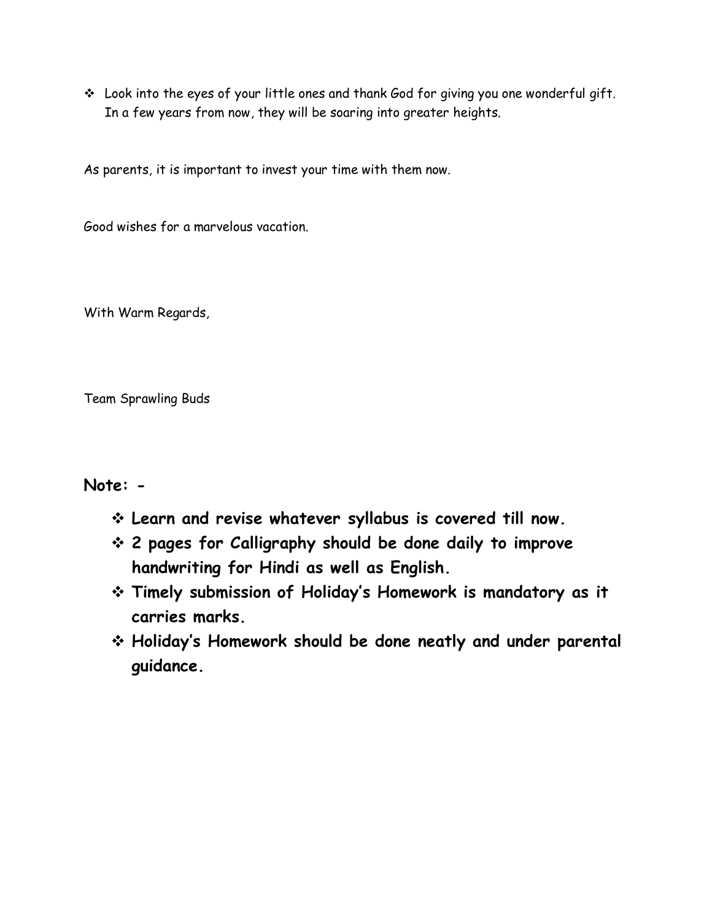- Look into the eyes of your little ones and thank God for giving you one wonderful gift. In a few years from now, they will be soaring into greater heights.

As parents, it is important to invest your time with them now.

Good wishes for a marvelous vacation.

With Warm Regards,

Team Sprawling Buds

**Note: -**

- **Learn and revise whatever syllabus is covered till now.**
- **2 pages for Calligraphy should be done daily to improve handwriting for Hindi as well as English.**
- **Timely submission of Holiday's Homework is mandatory as it carries marks.**
- **Holiday's Homework should be done neatly and under parental guidance.**